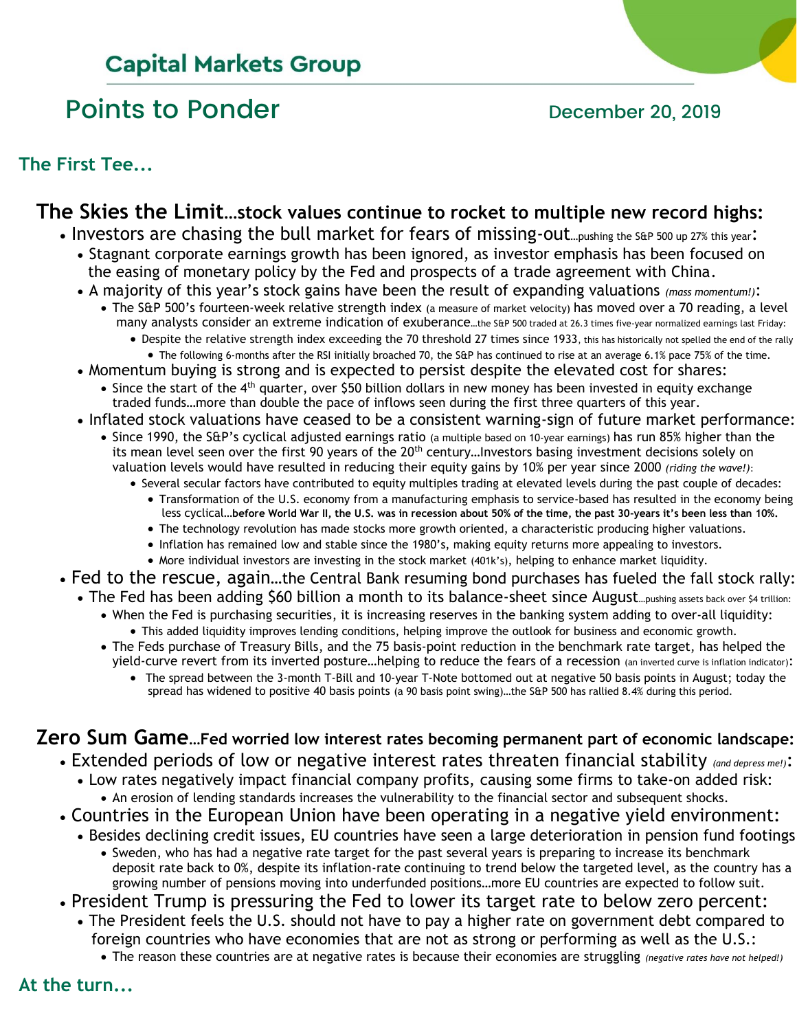## Capital Markets Group

# Points to Ponder

December 20, 2019

### The First Tee...

## The Skies the Limit…stock values continue to rocket to multiple new record highs:

- Investors are chasing the bull market for fears of missing-out…pushing the S&P 500 up 27% this year:
  - Stagnant corporate earnings growth has been ignored, as investor emphasis has been focused on the easing of monetary policy by the Fed and prospects of a trade agreement with China.
  - A majority of this year's stock gains have been the result of expanding valuations *(mass momentum!)*:
    - The S&P 500's fourteen-week relative strength index (a measure of market velocity) has moved over a 70 reading, a level many analysts consider an extreme indication of exuberance…the S&P 500 traded at 26.3 times five-year normalized earnings last Friday:
      - Despite the relative strength index exceeding the 70 threshold 27 times since 1933, this has historically not spelled the end of the rally
        - The following 6-months after the RSI initially broached 70, the S&P has continued to rise at an average 6.1% pace 75% of the time.
  - Momentum buying is strong and is expected to persist despite the elevated cost for shares:
    - Since the start of the 4th quarter, over $50 billion dollars in new money has been invested in equity exchange traded funds…more than double the pace of inflows seen during the first three quarters of this year.
  - Inflated stock valuations have ceased to be a consistent warning-sign of future market performance:
    - Since 1990, the S&P's cyclical adjusted earnings ratio (a multiple based on 10-year earnings) has run 85% higher than the its mean level seen over the first 90 years of the 20th century…Investors basing investment decisions solely on valuation levels would have resulted in reducing their equity gains by 10% per year since 2000 *(riding the wave!)*:
      - Several secular factors have contributed to equity multiples trading at elevated levels during the past couple of decades:
        - Transformation of the U.S. economy from a manufacturing emphasis to service-based has resulted in the economy being less cyclical…**before World War II, the U.S. was in recession about 50% of the time, the past 30-years it's been less than 10%.**
        - The technology revolution has made stocks more growth oriented, a characteristic producing higher valuations.
        - Inflation has remained low and stable since the 1980's, making equity returns more appealing to investors.
        - More individual investors are investing in the stock market (401k's), helping to enhance market liquidity.
- Fed to the rescue, again…the Central Bank resuming bond purchases has fueled the fall stock rally:
  - The Fed has been adding $60 billion a month to its balance-sheet since August…pushing assets back over $4 trillion:
    - When the Fed is purchasing securities, it is increasing reserves in the banking system adding to over-all liquidity:
      - This added liquidity improves lending conditions, helping improve the outlook for business and economic growth.
    - The Feds purchase of Treasury Bills, and the 75 basis-point reduction in the benchmark rate target, has helped the yield-curve revert from its inverted posture…helping to reduce the fears of a recession (an inverted curve is inflation indicator):
      - The spread between the 3-month T-Bill and 10-year T-Note bottomed out at negative 50 basis points in August; today the spread has widened to positive 40 basis points (a 90 basis point swing)…the S&P 500 has rallied 8.4% during this period.

## Zero Sum Game…Fed worried low interest rates becoming permanent part of economic landscape:

- Extended periods of low or negative interest rates threaten financial stability *(and depress me!)*:
  - Low rates negatively impact financial company profits, causing some firms to take-on added risk:
    - An erosion of lending standards increases the vulnerability to the financial sector and subsequent shocks.
- Countries in the European Union have been operating in a negative yield environment:
  - Besides declining credit issues, EU countries have seen a large deterioration in pension fund footings
    - Sweden, who has had a negative rate target for the past several years is preparing to increase its benchmark deposit rate back to 0%, despite its inflation-rate continuing to trend below the targeted level, as the country has a growing number of pensions moving into underfunded positions…more EU countries are expected to follow suit.
- President Trump is pressuring the Fed to lower its target rate to below zero percent:
  - The President feels the U.S. should not have to pay a higher rate on government debt compared to foreign countries who have economies that are not as strong or performing as well as the U.S.:
    - The reason these countries are at negative rates is because their economies are struggling *(negative rates have not helped!)*

### At the turn...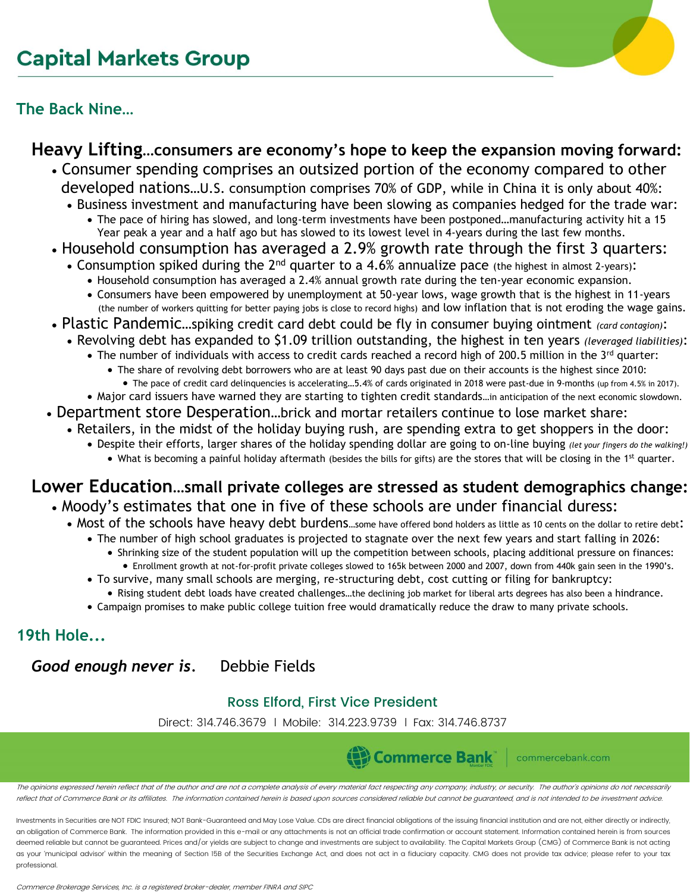# Capital Markets Group

## The Back Nine…

**Heavy Lifting…consumers are economy's hope to keep the expansion moving forward:**

- Consumer spending comprises an outsized portion of the economy compared to other developed nations…U.S. consumption comprises 70% of GDP, while in China it is only about 40%:
  - Business investment and manufacturing have been slowing as companies hedged for the trade war:
    - The pace of hiring has slowed, and long-term investments have been postponed…manufacturing activity hit a 15 Year peak a year and a half ago but has slowed to its lowest level in 4-years during the last few months.
- Household consumption has averaged a 2.9% growth rate through the first 3 quarters:
  - Consumption spiked during the 2nd quarter to a 4.6% annualize pace (the highest in almost 2-years):
    - Household consumption has averaged a 2.4% annual growth rate during the ten-year economic expansion.
    - Consumers have been empowered by unemployment at 50-year lows, wage growth that is the highest in 11-years (the number of workers quitting for better paying jobs is close to record highs) and low inflation that is not eroding the wage gains.
- Plastic Pandemic…spiking credit card debt could be fly in consumer buying ointment *(card contagion)*:
  - Revolving debt has expanded to $1.09 trillion outstanding, the highest in ten years *(leveraged liabilities)*:
    - The number of individuals with access to credit cards reached a record high of 200.5 million in the 3rd quarter:
      - The share of revolving debt borrowers who are at least 90 days past due on their accounts is the highest since 2010:
        - The pace of credit card delinquencies is accelerating…5.4% of cards originated in 2018 were past-due in 9-months (up from 4.5% in 2017).
    - Major card issuers have warned they are starting to tighten credit standards…in anticipation of the next economic slowdown.
- Department store Desperation…brick and mortar retailers continue to lose market share:
  - Retailers, in the midst of the holiday buying rush, are spending extra to get shoppers in the door:
    - Despite their efforts, larger shares of the holiday spending dollar are going to on-line buying *(let your fingers do the walking!)*
      - What is becoming a painful holiday aftermath (besides the bills for gifts) are the stores that will be closing in the 1st quarter.

**Lower Education…small private colleges are stressed as student demographics change:**

- Moody's estimates that one in five of these schools are under financial duress:
  - Most of the schools have heavy debt burdens…some have offered bond holders as little as 10 cents on the dollar to retire debt:
    - The number of high school graduates is projected to stagnate over the next few years and start falling in 2026:
      - Shrinking size of the student population will up the competition between schools, placing additional pressure on finances:
        - Enrollment growth at not-for-profit private colleges slowed to 165k between 2000 and 2007, down from 440k gain seen in the 1990's.
    - To survive, many small schools are merging, re-structuring debt, cost cutting or filing for bankruptcy:
      - Rising student debt loads have created challenges…the declining job market for liberal arts degrees has also been a hindrance.
    - Campaign promises to make public college tuition free would dramatically reduce the draw to many private schools.

## 19th Hole...

***Good enough never is.*** Debbie Fields

Ross Elford, First Vice President

Direct: 314.746.3679 | Mobile: 314.223.9739 | Fax: 314.746.8737

Commerce Bank | commercebank.com

*The opinions expressed herein reflect that of the author and are not a complete analysis of every material fact respecting any company, industry, or security. The author's opinions do not necessarily reflect that of Commerce Bank or its affiliates. The information contained herein is based upon sources considered reliable but cannot be guaranteed, and is not intended to be investment advice.*

Investments in Securities are NOT FDIC Insured; NOT Bank-Guaranteed and May Lose Value. CDs are direct financial obligations of the issuing financial institution and are not, either directly or indirectly, an obligation of Commerce Bank. The information provided in this e-mail or any attachments is not an official trade confirmation or account statement. Information contained herein is from sources deemed reliable but cannot be guaranteed. Prices and/or yields are subject to change and investments are subject to availability. The Capital Markets Group (CMG) of Commerce Bank is not acting as your 'municipal advisor' within the meaning of Section 15B of the Securities Exchange Act, and does not act in a fiduciary capacity. CMG does not provide tax advice; please refer to your tax professional.

*Commerce Brokerage Services, Inc. is a registered broker-dealer, member FINRA and SIPC*